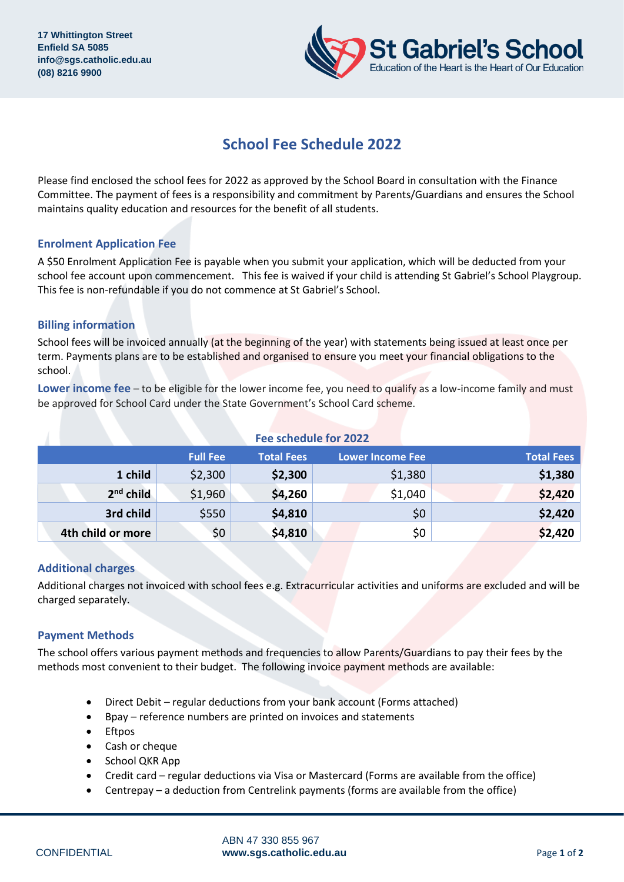17 Whittington Street
Enfield SA 5085
info@sgs.catholic.edu.au
(08) 8216 9900

St Gabriel's School
Education of the Heart is the Heart of Our Education

# School Fee Schedule 2022

Please find enclosed the school fees for 2022 as approved by the School Board in consultation with the Finance Committee. The payment of fees is a responsibility and commitment by Parents/Guardians and ensures the School maintains quality education and resources for the benefit of all students.

### Enrolment Application Fee

A $50 Enrolment Application Fee is payable when you submit your application, which will be deducted from your school fee account upon commencement. This fee is waived if your child is attending St Gabriel's School Playgroup. This fee is non-refundable if you do not commence at St Gabriel's School.

### Billing information

School fees will be invoiced annually (at the beginning of the year) with statements being issued at least once per term. Payments plans are to be established and organised to ensure you meet your financial obligations to the school.

**Lower income fee** – to be eligible for the lower income fee, you need to qualify as a low-income family and must be approved for School Card under the State Government's School Card scheme.

**Fee schedule for 2022**

| | Full Fee | Total Fees | Lower Income Fee | Total Fees |
|---|---|---|---|---|
| **1 child** | $2,300 | **$2,300** | $1,380 | **$1,380** |
| **2nd child** | $1,960 | **$4,260** | $1,040 | **$2,420** |
| **3rd child** | $550 | **$4,810** | $0 | **$2,420** |
| **4th child or more** | $0 | **$4,810** | $0 | **$2,420** |

### Additional charges

Additional charges not invoiced with school fees e.g. Extracurricular activities and uniforms are excluded and will be charged separately.

### Payment Methods

The school offers various payment methods and frequencies to allow Parents/Guardians to pay their fees by the methods most convenient to their budget. The following invoice payment methods are available:

- Direct Debit – regular deductions from your bank account (Forms attached)
- Bpay – reference numbers are printed on invoices and statements
- Eftpos
- Cash or cheque
- School QKR App
- Credit card – regular deductions via Visa or Mastercard (Forms are available from the office)
- Centrepay – a deduction from Centrelink payments (forms are available from the office)

CONFIDENTIAL

ABN 47 330 855 967
www.sgs.catholic.edu.au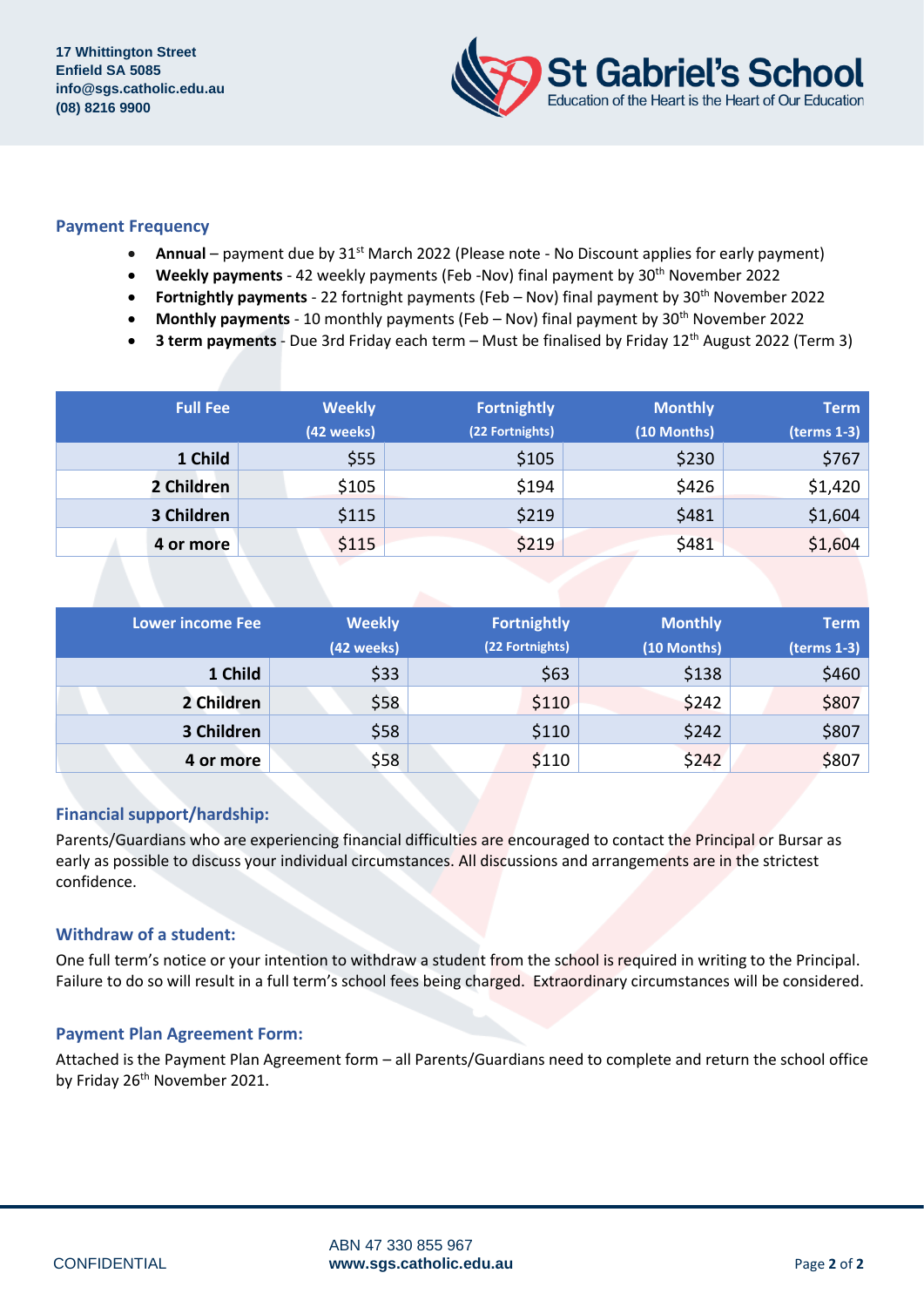## Payment Frequency

- **Annual** – payment due by 31st March 2022 (Please note - No Discount applies for early payment)
- **Weekly payments** - 42 weekly payments (Feb -Nov) final payment by 30th November 2022
- **Fortnightly payments** - 22 fortnight payments (Feb – Nov) final payment by 30th November 2022
- **Monthly payments** - 10 monthly payments (Feb – Nov) final payment by 30th November 2022
- **3 term payments** - Due 3rd Friday each term – Must be finalised by Friday 12th August 2022 (Term 3)

| Full Fee | Weekly (42 weeks) | Fortnightly (22 Fortnights) | Monthly (10 Months) | Term (terms 1-3) |
|---|---|---|---|---|
| **1 Child** | $55 | $105 | $230 | $767 |
| **2 Children** | $105 | $194 | $426 | $1,420 |
| **3 Children** | $115 | $219 | $481 | $1,604 |
| **4 or more** | $115 | $219 | $481 | $1,604 |

| Lower income Fee | Weekly (42 weeks) | Fortnightly (22 Fortnights) | Monthly (10 Months) | Term (terms 1-3) |
|---|---|---|---|---|
| **1 Child** | $33 | $63 | $138 | $460 |
| **2 Children** | $58 | $110 | $242 | $807 |
| **3 Children** | $58 | $110 | $242 | $807 |
| **4 or more** | $58 | $110 | $242 | $807 |

## Financial support/hardship:

Parents/Guardians who are experiencing financial difficulties are encouraged to contact the Principal or Bursar as early as possible to discuss your individual circumstances. All discussions and arrangements are in the strictest confidence.

## Withdraw of a student:

One full term's notice or your intention to withdraw a student from the school is required in writing to the Principal. Failure to do so will result in a full term's school fees being charged. Extraordinary circumstances will be considered.

## Payment Plan Agreement Form:

Attached is the Payment Plan Agreement form – all Parents/Guardians need to complete and return the school office by Friday 26th November 2021.